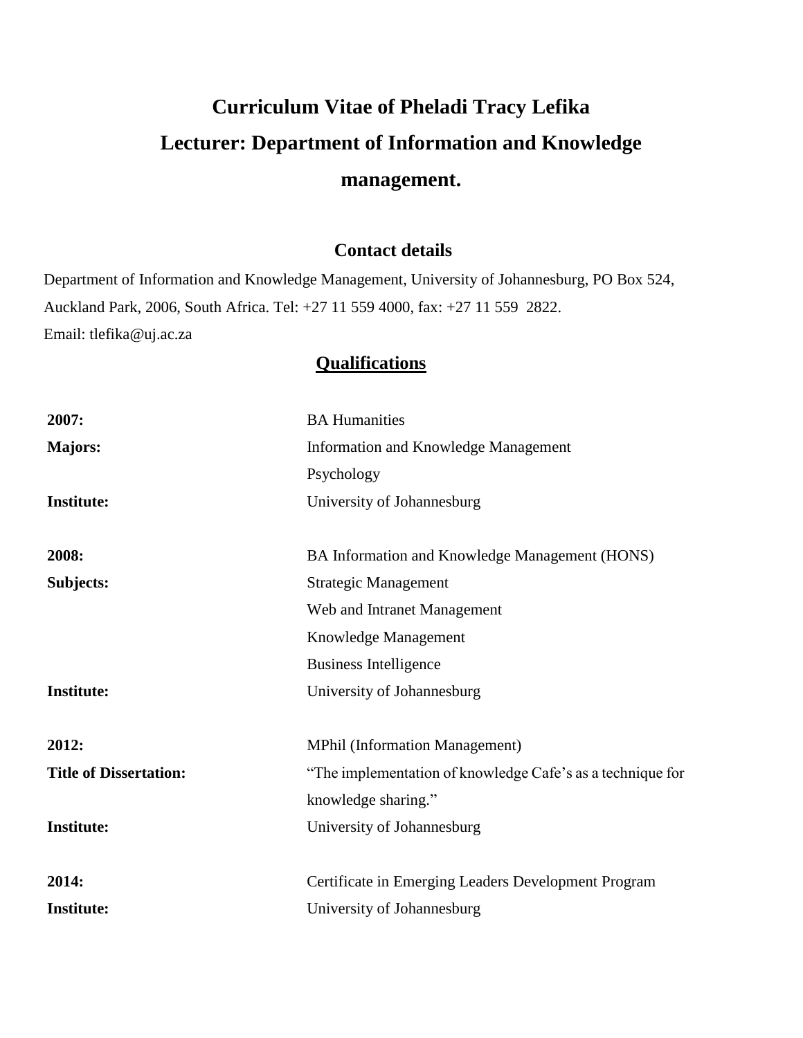# Curriculum Vitae of Pheladi Tracy Lefika

# Lecturer: Department of Information and Knowledge management.

## Contact details

Department of Information and Knowledge Management, University of Johannesburg, PO Box 524, Auckland Park, 2006, South Africa. Tel: +27 11 559 4000, fax: +27 11 559 2822.
Email: tlefika@uj.ac.za

## Qualifications

| | |
|---|---|
| **2007:** | BA Humanities |
| **Majors:** | Information and Knowledge Management |
| | Psychology |
| **Institute:** | University of Johannesburg |
| | |
| **2008:** | BA Information and Knowledge Management (HONS) |
| **Subjects:** | Strategic Management |
| | Web and Intranet Management |
| | Knowledge Management |
| | Business Intelligence |
| **Institute:** | University of Johannesburg |
| | |
| **2012:** | MPhil (Information Management) |
| **Title of Dissertation:** | "The implementation of knowledge Cafe's as a technique for knowledge sharing." |
| **Institute:** | University of Johannesburg |
| | |
| **2014:** | Certificate in Emerging Leaders Development Program |
| **Institute:** | University of Johannesburg |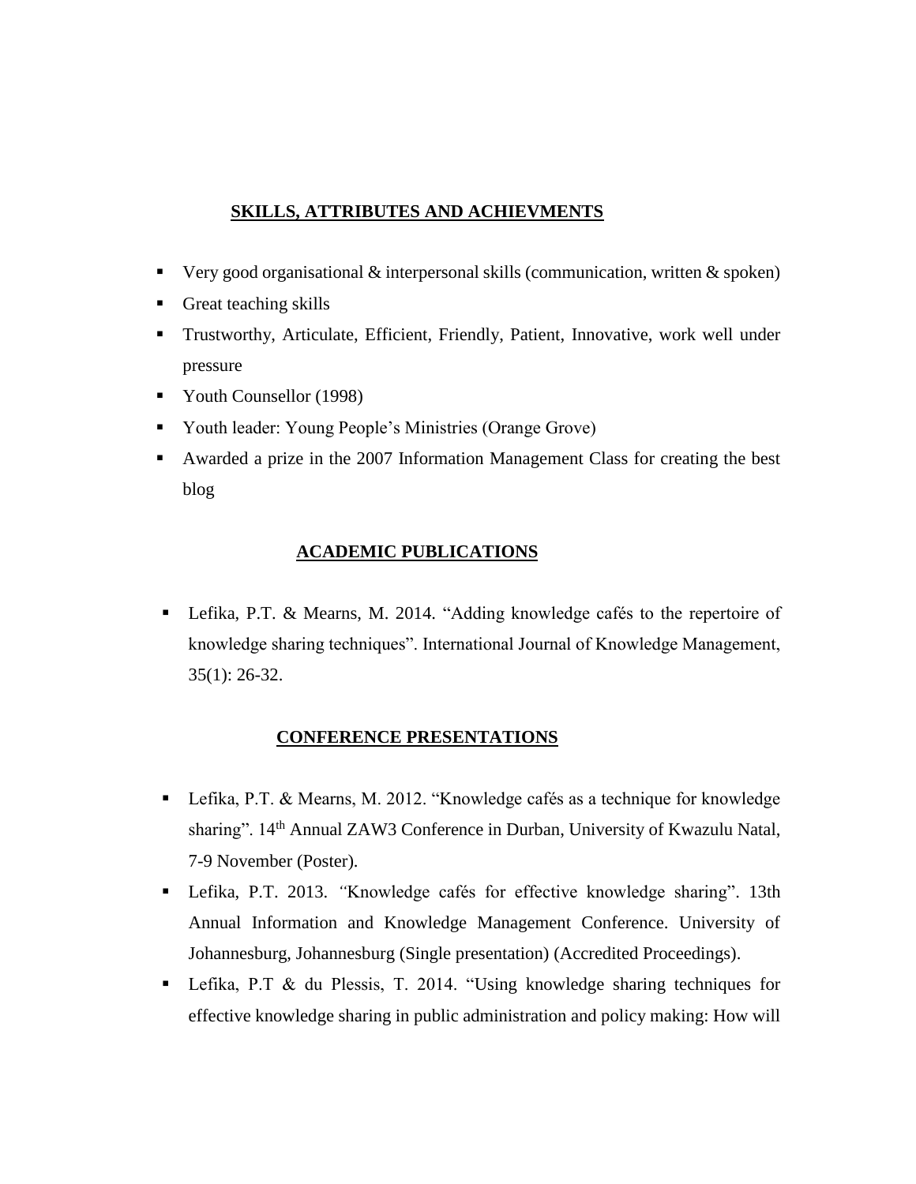## SKILLS, ATTRIBUTES AND ACHIEVMENTS

- Very good organisational & interpersonal skills (communication, written & spoken)
- Great teaching skills
- Trustworthy, Articulate, Efficient, Friendly, Patient, Innovative, work well under pressure
- Youth Counsellor (1998)
- Youth leader: Young People's Ministries (Orange Grove)
- Awarded a prize in the 2007 Information Management Class for creating the best blog

## ACADEMIC PUBLICATIONS

- Lefika, P.T. & Mearns, M. 2014. "Adding knowledge cafés to the repertoire of knowledge sharing techniques". International Journal of Knowledge Management, 35(1): 26-32.

## CONFERENCE PRESENTATIONS

- Lefika, P.T. & Mearns, M. 2012. "Knowledge cafés as a technique for knowledge sharing". 14th Annual ZAW3 Conference in Durban, University of Kwazulu Natal, 7-9 November (Poster).
- Lefika, P.T. 2013. *"*Knowledge cafés for effective knowledge sharing". 13th Annual Information and Knowledge Management Conference. University of Johannesburg, Johannesburg (Single presentation) (Accredited Proceedings).
- Lefika, P.T & du Plessis, T. 2014. "Using knowledge sharing techniques for effective knowledge sharing in public administration and policy making: How will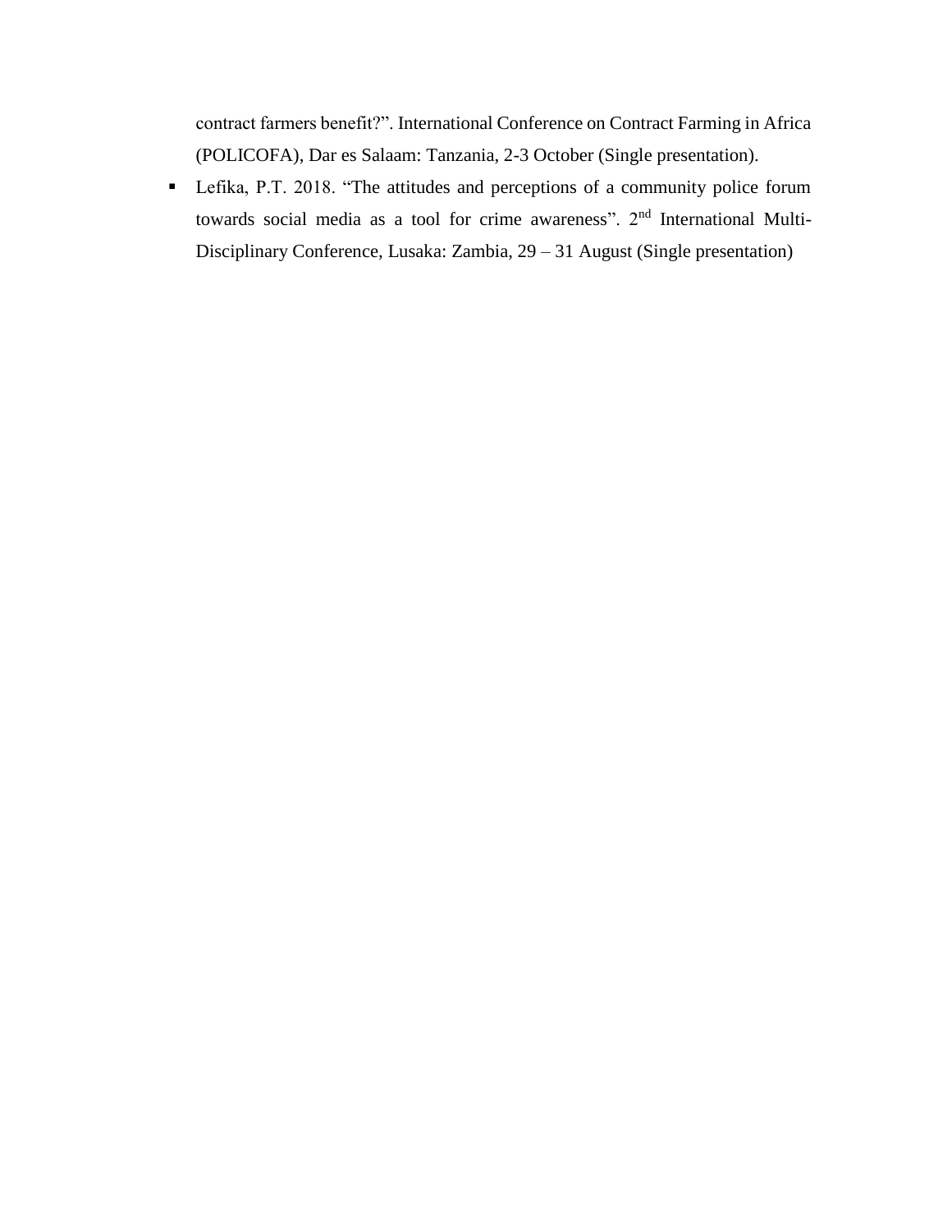contract farmers benefit?". International Conference on Contract Farming in Africa (POLICOFA), Dar es Salaam: Tanzania, 2-3 October (Single presentation).

- Lefika, P.T. 2018. "The attitudes and perceptions of a community police forum towards social media as a tool for crime awareness". 2nd International Multi-Disciplinary Conference, Lusaka: Zambia, 29 – 31 August (Single presentation)